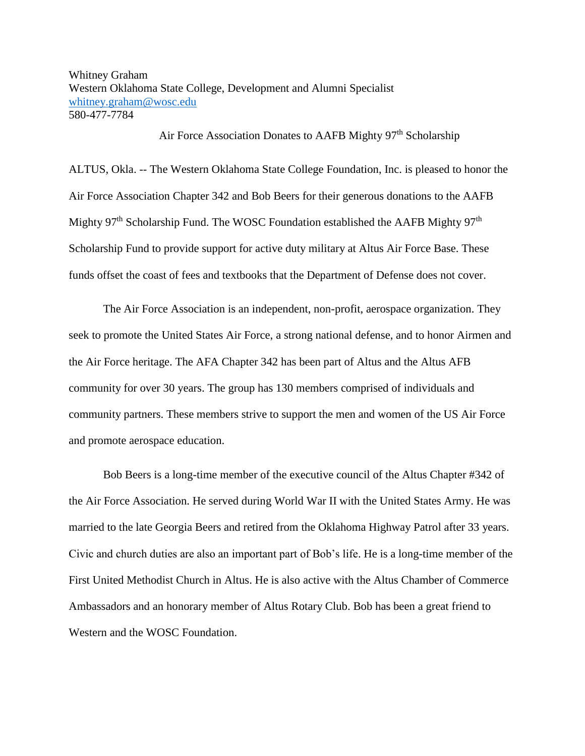Whitney Graham
Western Oklahoma State College, Development and Alumni Specialist
whitney.graham@wosc.edu
580-477-7784

## Air Force Association Donates to AAFB Mighty 97th Scholarship

ALTUS, Okla. -- The Western Oklahoma State College Foundation, Inc. is pleased to honor the Air Force Association Chapter 342 and Bob Beers for their generous donations to the AAFB Mighty 97th Scholarship Fund. The WOSC Foundation established the AAFB Mighty 97th Scholarship Fund to provide support for active duty military at Altus Air Force Base. These funds offset the coast of fees and textbooks that the Department of Defense does not cover.

The Air Force Association is an independent, non-profit, aerospace organization. They seek to promote the United States Air Force, a strong national defense, and to honor Airmen and the Air Force heritage. The AFA Chapter 342 has been part of Altus and the Altus AFB community for over 30 years. The group has 130 members comprised of individuals and community partners. These members strive to support the men and women of the US Air Force and promote aerospace education.

Bob Beers is a long-time member of the executive council of the Altus Chapter #342 of the Air Force Association. He served during World War II with the United States Army. He was married to the late Georgia Beers and retired from the Oklahoma Highway Patrol after 33 years. Civic and church duties are also an important part of Bob's life. He is a long-time member of the First United Methodist Church in Altus. He is also active with the Altus Chamber of Commerce Ambassadors and an honorary member of Altus Rotary Club. Bob has been a great friend to Western and the WOSC Foundation.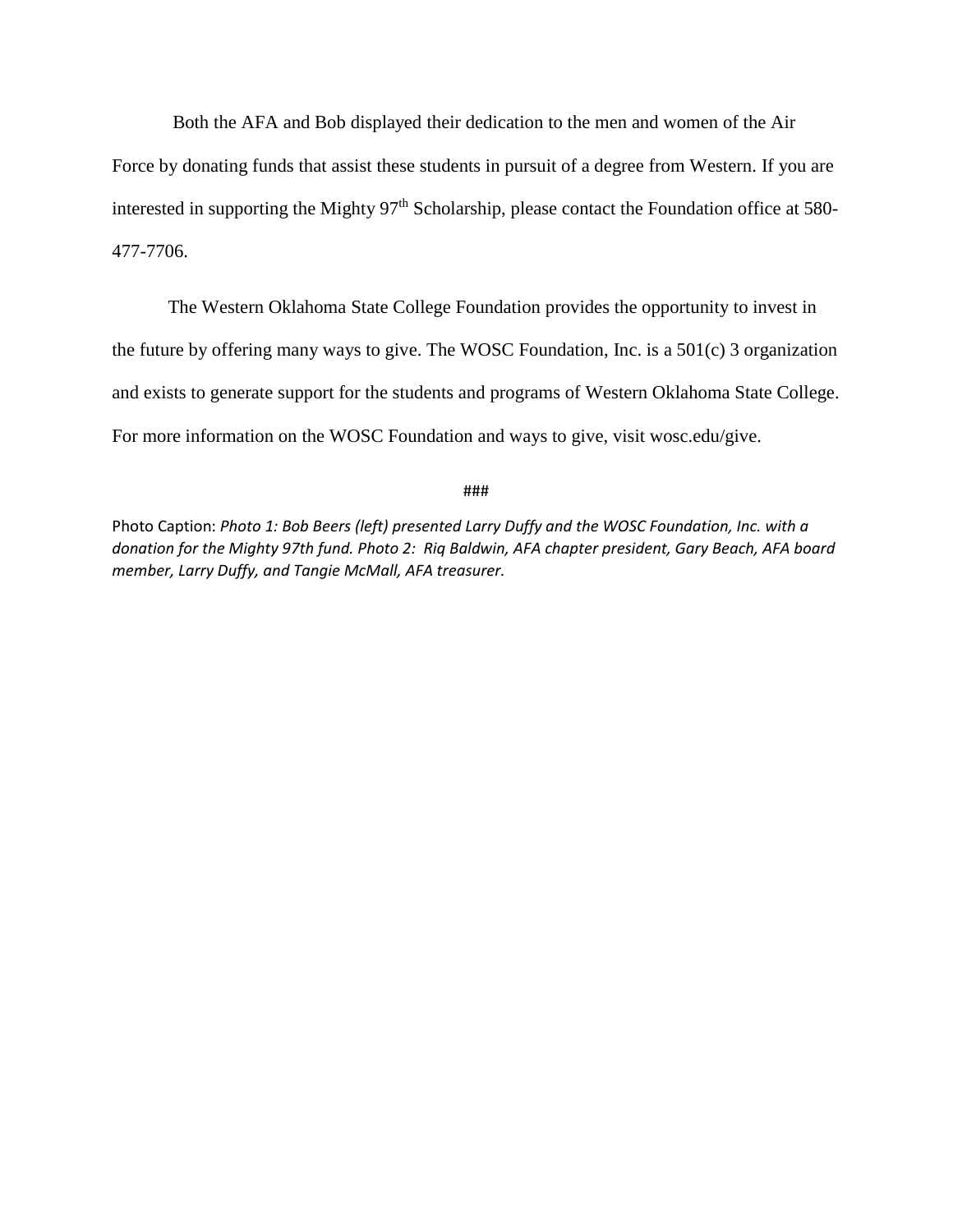Both the AFA and Bob displayed their dedication to the men and women of the Air Force by donating funds that assist these students in pursuit of a degree from Western. If you are interested in supporting the Mighty 97th Scholarship, please contact the Foundation office at 580-477-7706.

The Western Oklahoma State College Foundation provides the opportunity to invest in the future by offering many ways to give. The WOSC Foundation, Inc. is a 501(c) 3 organization and exists to generate support for the students and programs of Western Oklahoma State College. For more information on the WOSC Foundation and ways to give, visit wosc.edu/give.

###

Photo Caption: *Photo 1: Bob Beers (left) presented Larry Duffy and the WOSC Foundation, Inc. with a donation for the Mighty 97th fund. Photo 2: Riq Baldwin, AFA chapter president, Gary Beach, AFA board member, Larry Duffy, and Tangie McMall, AFA treasurer.*